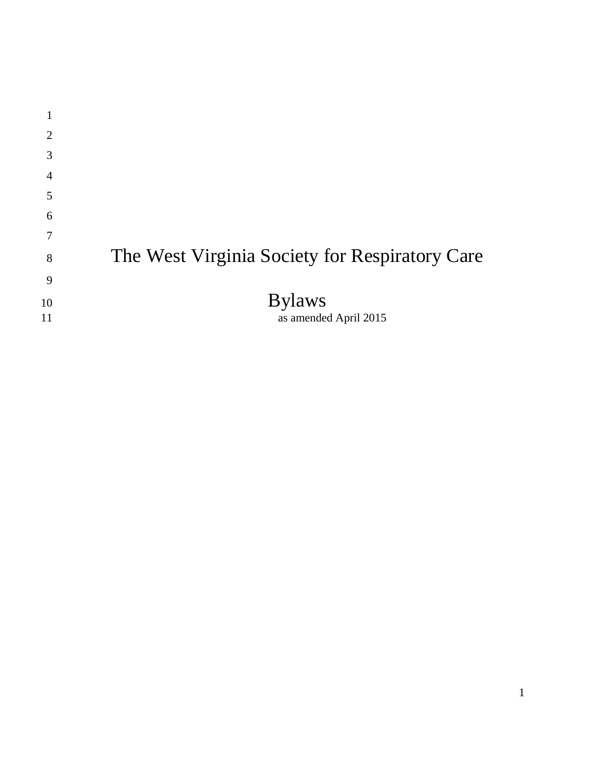# The West Virginia Society for Respiratory Care

## Bylaws

as amended April 2015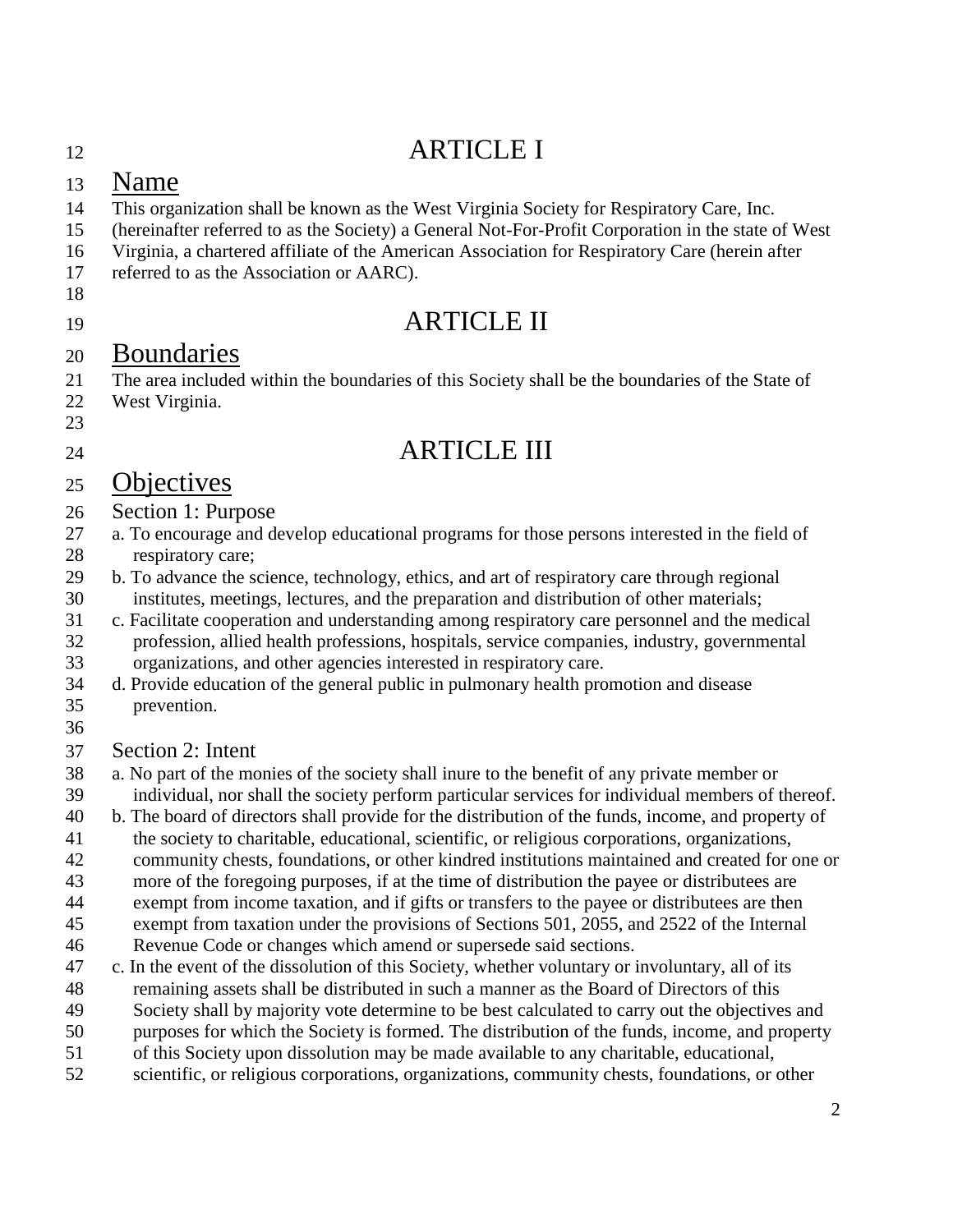# ARTICLE I

## Name

This organization shall be known as the West Virginia Society for Respiratory Care, Inc. (hereinafter referred to as the Society) a General Not-For-Profit Corporation in the state of West Virginia, a chartered affiliate of the American Association for Respiratory Care (herein after referred to as the Association or AARC).

# ARTICLE II

## Boundaries

The area included within the boundaries of this Society shall be the boundaries of the State of West Virginia.

# ARTICLE III

## Objectives

### Section 1: Purpose

a. To encourage and develop educational programs for those persons interested in the field of respiratory care;

b. To advance the science, technology, ethics, and art of respiratory care through regional institutes, meetings, lectures, and the preparation and distribution of other materials;

c. Facilitate cooperation and understanding among respiratory care personnel and the medical profession, allied health professions, hospitals, service companies, industry, governmental organizations, and other agencies interested in respiratory care.

d. Provide education of the general public in pulmonary health promotion and disease prevention.

### Section 2: Intent

a. No part of the monies of the society shall inure to the benefit of any private member or individual, nor shall the society perform particular services for individual members of thereof.

b. The board of directors shall provide for the distribution of the funds, income, and property of the society to charitable, educational, scientific, or religious corporations, organizations, community chests, foundations, or other kindred institutions maintained and created for one or more of the foregoing purposes, if at the time of distribution the payee or distributees are exempt from income taxation, and if gifts or transfers to the payee or distributees are then exempt from taxation under the provisions of Sections 501, 2055, and 2522 of the Internal Revenue Code or changes which amend or supersede said sections.

c. In the event of the dissolution of this Society, whether voluntary or involuntary, all of its remaining assets shall be distributed in such a manner as the Board of Directors of this Society shall by majority vote determine to be best calculated to carry out the objectives and purposes for which the Society is formed. The distribution of the funds, income, and property of this Society upon dissolution may be made available to any charitable, educational, scientific, or religious corporations, organizations, community chests, foundations, or other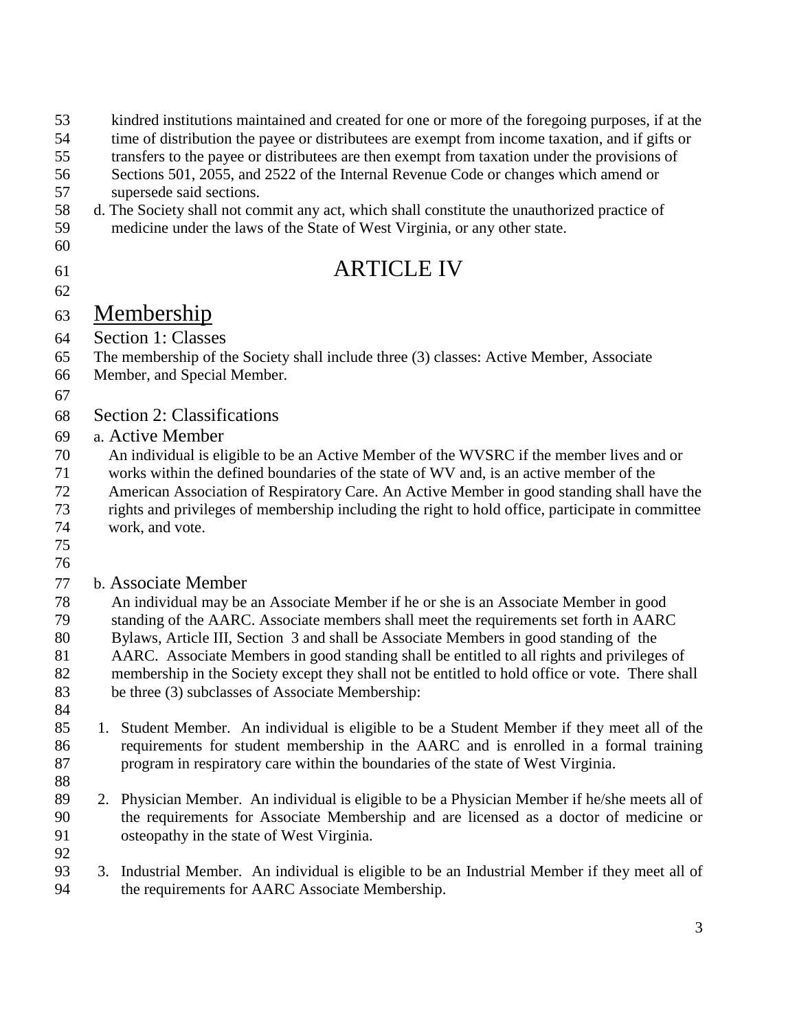kindred institutions maintained and created for one or more of the foregoing purposes, if at the time of distribution the payee or distributees are exempt from income taxation, and if gifts or transfers to the payee or distributees are then exempt from taxation under the provisions of Sections 501, 2055, and 2522 of the Internal Revenue Code or changes which amend or supersede said sections.

d. The Society shall not commit any act, which shall constitute the unauthorized practice of medicine under the laws of the State of West Virginia, or any other state.

# ARTICLE IV

## Membership

### Section 1: Classes

The membership of the Society shall include three (3) classes: Active Member, Associate Member, and Special Member.

### Section 2: Classifications

#### a. Active Member

An individual is eligible to be an Active Member of the WVSRC if the member lives and or works within the defined boundaries of the state of WV and, is an active member of the American Association of Respiratory Care. An Active Member in good standing shall have the rights and privileges of membership including the right to hold office, participate in committee work, and vote.

#### b. Associate Member

An individual may be an Associate Member if he or she is an Associate Member in good standing of the AARC. Associate members shall meet the requirements set forth in AARC Bylaws, Article III, Section 3 and shall be Associate Members in good standing of the AARC. Associate Members in good standing shall be entitled to all rights and privileges of membership in the Society except they shall not be entitled to hold office or vote. There shall be three (3) subclasses of Associate Membership:

1. Student Member. An individual is eligible to be a Student Member if they meet all of the requirements for student membership in the AARC and is enrolled in a formal training program in respiratory care within the boundaries of the state of West Virginia.

2. Physician Member. An individual is eligible to be a Physician Member if he/she meets all of the requirements for Associate Membership and are licensed as a doctor of medicine or osteopathy in the state of West Virginia.

3. Industrial Member. An individual is eligible to be an Industrial Member if they meet all of the requirements for AARC Associate Membership.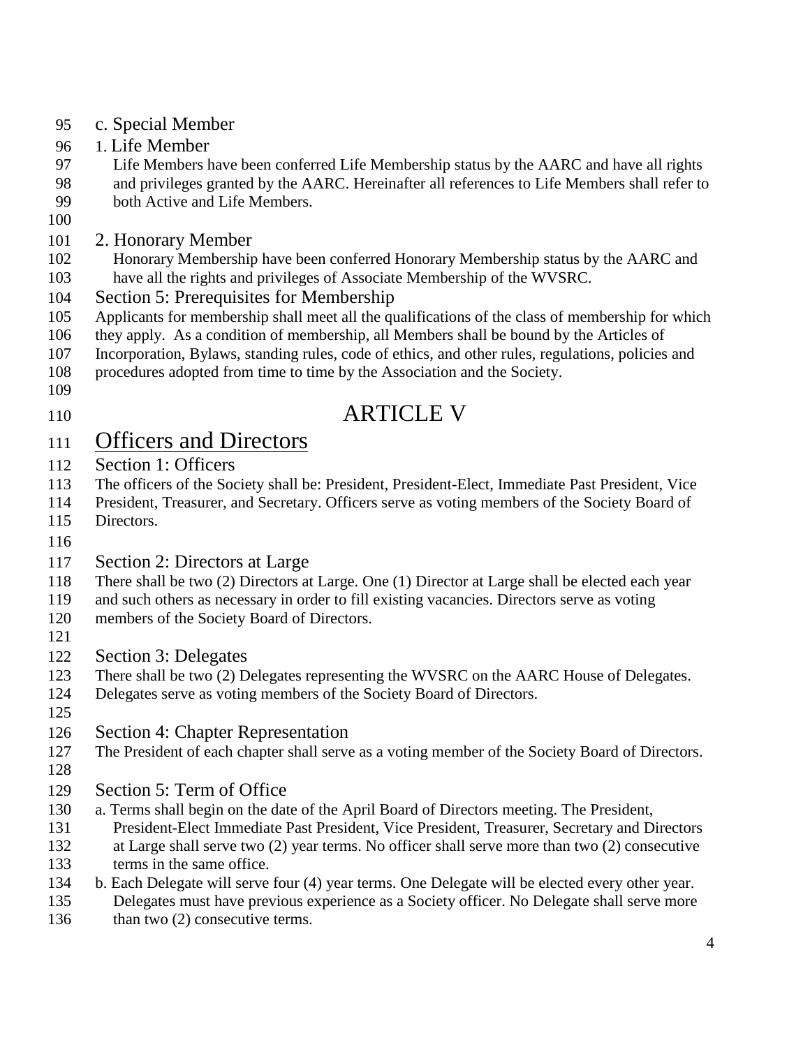c. Special Member

1. Life Member

Life Members have been conferred Life Membership status by the AARC and have all rights and privileges granted by the AARC. Hereinafter all references to Life Members shall refer to both Active and Life Members.

2. Honorary Member

Honorary Membership have been conferred Honorary Membership status by the AARC and have all the rights and privileges of Associate Membership of the WVSRC.

Section 5: Prerequisites for Membership

Applicants for membership shall meet all the qualifications of the class of membership for which they apply. As a condition of membership, all Members shall be bound by the Articles of Incorporation, Bylaws, standing rules, code of ethics, and other rules, regulations, policies and procedures adopted from time to time by the Association and the Society.

# ARTICLE V

## Officers and Directors

### Section 1: Officers

The officers of the Society shall be: President, President-Elect, Immediate Past President, Vice President, Treasurer, and Secretary. Officers serve as voting members of the Society Board of Directors.

### Section 2: Directors at Large

There shall be two (2) Directors at Large. One (1) Director at Large shall be elected each year and such others as necessary in order to fill existing vacancies. Directors serve as voting members of the Society Board of Directors.

### Section 3: Delegates

There shall be two (2) Delegates representing the WVSRC on the AARC House of Delegates. Delegates serve as voting members of the Society Board of Directors.

### Section 4: Chapter Representation

The President of each chapter shall serve as a voting member of the Society Board of Directors.

### Section 5: Term of Office

a. Terms shall begin on the date of the April Board of Directors meeting. The President, President-Elect Immediate Past President, Vice President, Treasurer, Secretary and Directors at Large shall serve two (2) year terms. No officer shall serve more than two (2) consecutive terms in the same office.

b. Each Delegate will serve four (4) year terms. One Delegate will be elected every other year. Delegates must have previous experience as a Society officer. No Delegate shall serve more than two (2) consecutive terms.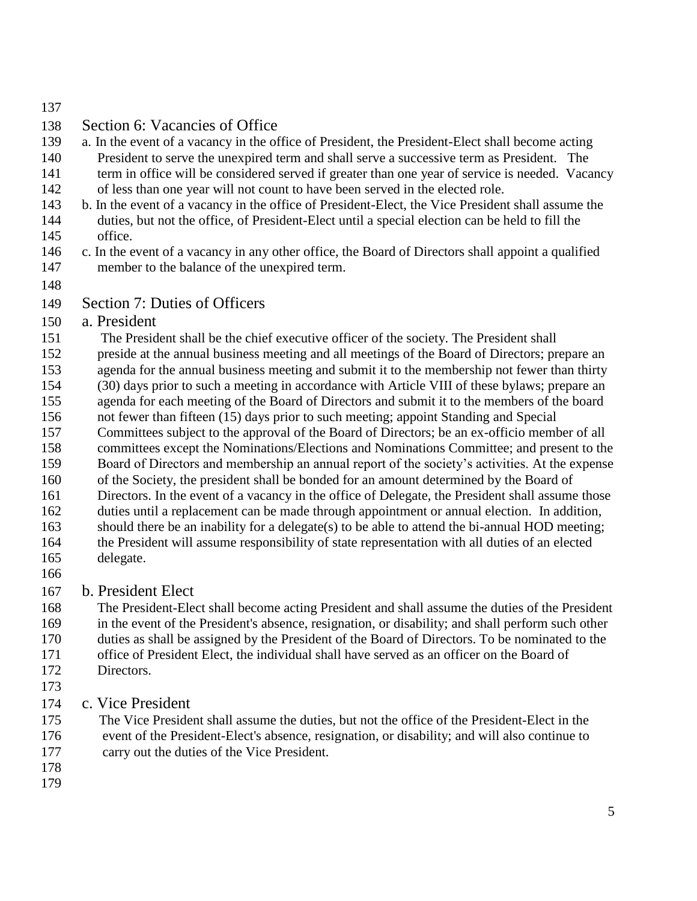## Section 6: Vacancies of Office

a. In the event of a vacancy in the office of President, the President-Elect shall become acting President to serve the unexpired term and shall serve a successive term as President. The term in office will be considered served if greater than one year of service is needed. Vacancy of less than one year will not count to have been served in the elected role.

b. In the event of a vacancy in the office of President-Elect, the Vice President shall assume the duties, but not the office, of President-Elect until a special election can be held to fill the office.

c. In the event of a vacancy in any other office, the Board of Directors shall appoint a qualified member to the balance of the unexpired term.

## Section 7: Duties of Officers

### a. President

The President shall be the chief executive officer of the society. The President shall preside at the annual business meeting and all meetings of the Board of Directors; prepare an agenda for the annual business meeting and submit it to the membership not fewer than thirty (30) days prior to such a meeting in accordance with Article VIII of these bylaws; prepare an agenda for each meeting of the Board of Directors and submit it to the members of the board not fewer than fifteen (15) days prior to such meeting; appoint Standing and Special Committees subject to the approval of the Board of Directors; be an ex-officio member of all committees except the Nominations/Elections and Nominations Committee; and present to the Board of Directors and membership an annual report of the society's activities. At the expense of the Society, the president shall be bonded for an amount determined by the Board of Directors. In the event of a vacancy in the office of Delegate, the President shall assume those duties until a replacement can be made through appointment or annual election. In addition, should there be an inability for a delegate(s) to be able to attend the bi-annual HOD meeting; the President will assume responsibility of state representation with all duties of an elected delegate.

### b. President Elect

The President-Elect shall become acting President and shall assume the duties of the President in the event of the President's absence, resignation, or disability; and shall perform such other duties as shall be assigned by the President of the Board of Directors. To be nominated to the office of President Elect, the individual shall have served as an officer on the Board of Directors.

### c. Vice President

The Vice President shall assume the duties, but not the office of the President-Elect in the event of the President-Elect's absence, resignation, or disability; and will also continue to carry out the duties of the Vice President.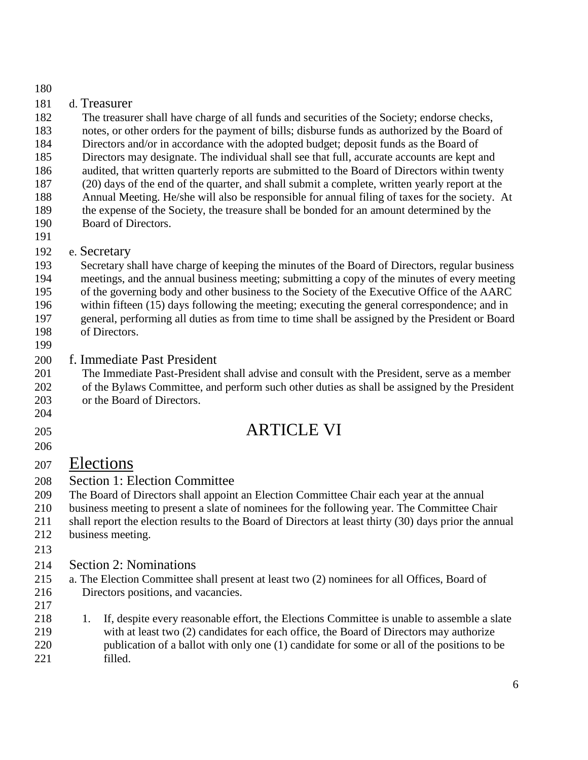d. Treasurer

The treasurer shall have charge of all funds and securities of the Society; endorse checks, notes, or other orders for the payment of bills; disburse funds as authorized by the Board of Directors and/or in accordance with the adopted budget; deposit funds as the Board of Directors may designate. The individual shall see that full, accurate accounts are kept and audited, that written quarterly reports are submitted to the Board of Directors within twenty (20) days of the end of the quarter, and shall submit a complete, written yearly report at the Annual Meeting. He/she will also be responsible for annual filing of taxes for the society. At the expense of the Society, the treasure shall be bonded for an amount determined by the Board of Directors.

e. Secretary

Secretary shall have charge of keeping the minutes of the Board of Directors, regular business meetings, and the annual business meeting; submitting a copy of the minutes of every meeting of the governing body and other business to the Society of the Executive Office of the AARC within fifteen (15) days following the meeting; executing the general correspondence; and in general, performing all duties as from time to time shall be assigned by the President or Board of Directors.

f. Immediate Past President

The Immediate Past-President shall advise and consult with the President, serve as a member of the Bylaws Committee, and perform such other duties as shall be assigned by the President or the Board of Directors.

# ARTICLE VI

## Elections

### Section 1: Election Committee

The Board of Directors shall appoint an Election Committee Chair each year at the annual business meeting to present a slate of nominees for the following year. The Committee Chair shall report the election results to the Board of Directors at least thirty (30) days prior the annual business meeting.

### Section 2: Nominations

a. The Election Committee shall present at least two (2) nominees for all Offices, Board of Directors positions, and vacancies.

1. If, despite every reasonable effort, the Elections Committee is unable to assemble a slate with at least two (2) candidates for each office, the Board of Directors may authorize publication of a ballot with only one (1) candidate for some or all of the positions to be filled.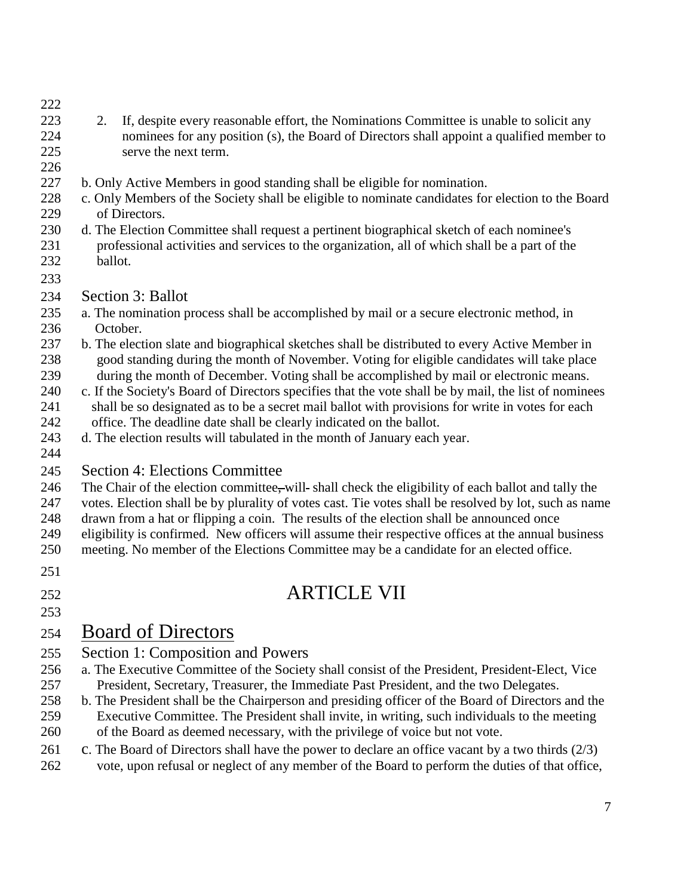2. If, despite every reasonable effort, the Nominations Committee is unable to solicit any nominees for any position (s), the Board of Directors shall appoint a qualified member to serve the next term.

b. Only Active Members in good standing shall be eligible for nomination.

c. Only Members of the Society shall be eligible to nominate candidates for election to the Board of Directors.

d. The Election Committee shall request a pertinent biographical sketch of each nominee's professional activities and services to the organization, all of which shall be a part of the ballot.

### Section 3: Ballot

a. The nomination process shall be accomplished by mail or a secure electronic method, in October.

b. The election slate and biographical sketches shall be distributed to every Active Member in good standing during the month of November. Voting for eligible candidates will take place during the month of December. Voting shall be accomplished by mail or electronic means.

c. If the Society's Board of Directors specifies that the vote shall be by mail, the list of nominees shall be so designated as to be a secret mail ballot with provisions for write in votes for each office. The deadline date shall be clearly indicated on the ballot.

d. The election results will tabulated in the month of January each year.

### Section 4: Elections Committee

The Chair of the election committee, will shall check the eligibility of each ballot and tally the votes. Election shall be by plurality of votes cast. Tie votes shall be resolved by lot, such as name drawn from a hat or flipping a coin. The results of the election shall be announced once eligibility is confirmed. New officers will assume their respective offices at the annual business meeting. No member of the Elections Committee may be a candidate for an elected office.

# ARTICLE VII

## Board of Directors

### Section 1: Composition and Powers

a. The Executive Committee of the Society shall consist of the President, President-Elect, Vice President, Secretary, Treasurer, the Immediate Past President, and the two Delegates.

b. The President shall be the Chairperson and presiding officer of the Board of Directors and the Executive Committee. The President shall invite, in writing, such individuals to the meeting of the Board as deemed necessary, with the privilege of voice but not vote.

c. The Board of Directors shall have the power to declare an office vacant by a two thirds (2/3) vote, upon refusal or neglect of any member of the Board to perform the duties of that office,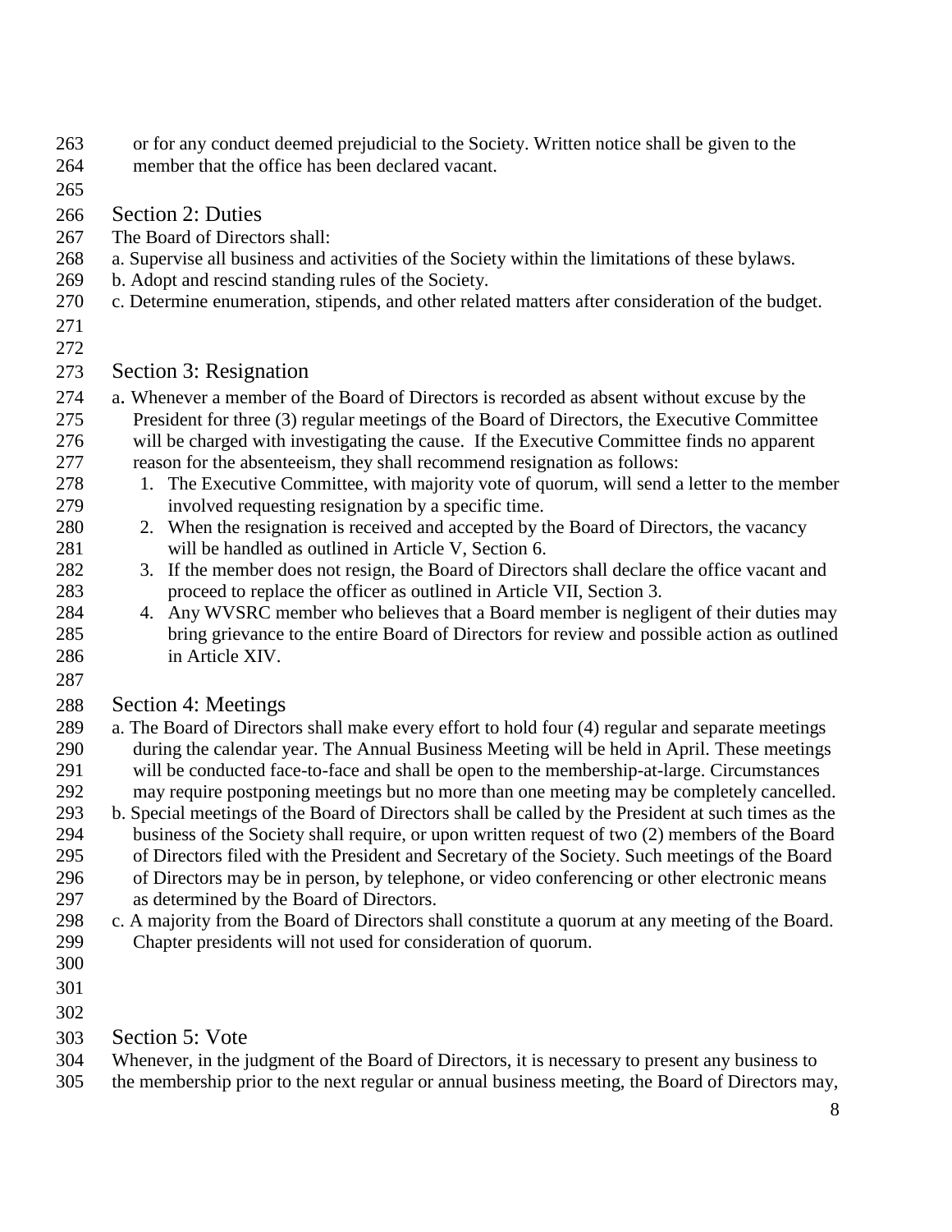or for any conduct deemed prejudicial to the Society. Written notice shall be given to the member that the office has been declared vacant.

### Section 2: Duties

The Board of Directors shall:

a. Supervise all business and activities of the Society within the limitations of these bylaws.
b. Adopt and rescind standing rules of the Society.
c. Determine enumeration, stipends, and other related matters after consideration of the budget.

### Section 3: Resignation

a. Whenever a member of the Board of Directors is recorded as absent without excuse by the President for three (3) regular meetings of the Board of Directors, the Executive Committee will be charged with investigating the cause. If the Executive Committee finds no apparent reason for the absenteeism, they shall recommend resignation as follows:

1. The Executive Committee, with majority vote of quorum, will send a letter to the member involved requesting resignation by a specific time.
2. When the resignation is received and accepted by the Board of Directors, the vacancy will be handled as outlined in Article V, Section 6.
3. If the member does not resign, the Board of Directors shall declare the office vacant and proceed to replace the officer as outlined in Article VII, Section 3.
4. Any WVSRC member who believes that a Board member is negligent of their duties may bring grievance to the entire Board of Directors for review and possible action as outlined in Article XIV.

### Section 4: Meetings

a. The Board of Directors shall make every effort to hold four (4) regular and separate meetings during the calendar year. The Annual Business Meeting will be held in April. These meetings will be conducted face-to-face and shall be open to the membership-at-large. Circumstances may require postponing meetings but no more than one meeting may be completely cancelled.
b. Special meetings of the Board of Directors shall be called by the President at such times as the business of the Society shall require, or upon written request of two (2) members of the Board of Directors filed with the President and Secretary of the Society. Such meetings of the Board of Directors may be in person, by telephone, or video conferencing or other electronic means as determined by the Board of Directors.
c. A majority from the Board of Directors shall constitute a quorum at any meeting of the Board. Chapter presidents will not used for consideration of quorum.

### Section 5: Vote

Whenever, in the judgment of the Board of Directors, it is necessary to present any business to the membership prior to the next regular or annual business meeting, the Board of Directors may,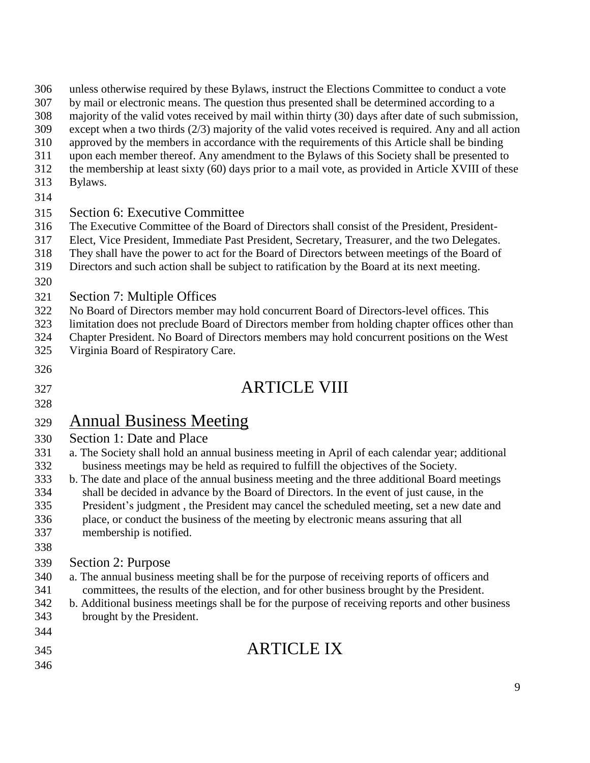unless otherwise required by these Bylaws, instruct the Elections Committee to conduct a vote by mail or electronic means. The question thus presented shall be determined according to a majority of the valid votes received by mail within thirty (30) days after date of such submission, except when a two thirds (2/3) majority of the valid votes received is required. Any and all action approved by the members in accordance with the requirements of this Article shall be binding upon each member thereof. Any amendment to the Bylaws of this Society shall be presented to the membership at least sixty (60) days prior to a mail vote, as provided in Article XVIII of these Bylaws.

### Section 6: Executive Committee

The Executive Committee of the Board of Directors shall consist of the President, President-Elect, Vice President, Immediate Past President, Secretary, Treasurer, and the two Delegates. They shall have the power to act for the Board of Directors between meetings of the Board of Directors and such action shall be subject to ratification by the Board at its next meeting.

### Section 7: Multiple Offices

No Board of Directors member may hold concurrent Board of Directors-level offices. This limitation does not preclude Board of Directors member from holding chapter offices other than Chapter President. No Board of Directors members may hold concurrent positions on the West Virginia Board of Respiratory Care.

# ARTICLE VIII

## Annual Business Meeting

### Section 1: Date and Place

a. The Society shall hold an annual business meeting in April of each calendar year; additional business meetings may be held as required to fulfill the objectives of the Society.

b. The date and place of the annual business meeting and the three additional Board meetings shall be decided in advance by the Board of Directors. In the event of just cause, in the President's judgment , the President may cancel the scheduled meeting, set a new date and place, or conduct the business of the meeting by electronic means assuring that all membership is notified.

### Section 2: Purpose

a. The annual business meeting shall be for the purpose of receiving reports of officers and committees, the results of the election, and for other business brought by the President.

b. Additional business meetings shall be for the purpose of receiving reports and other business brought by the President.

# ARTICLE IX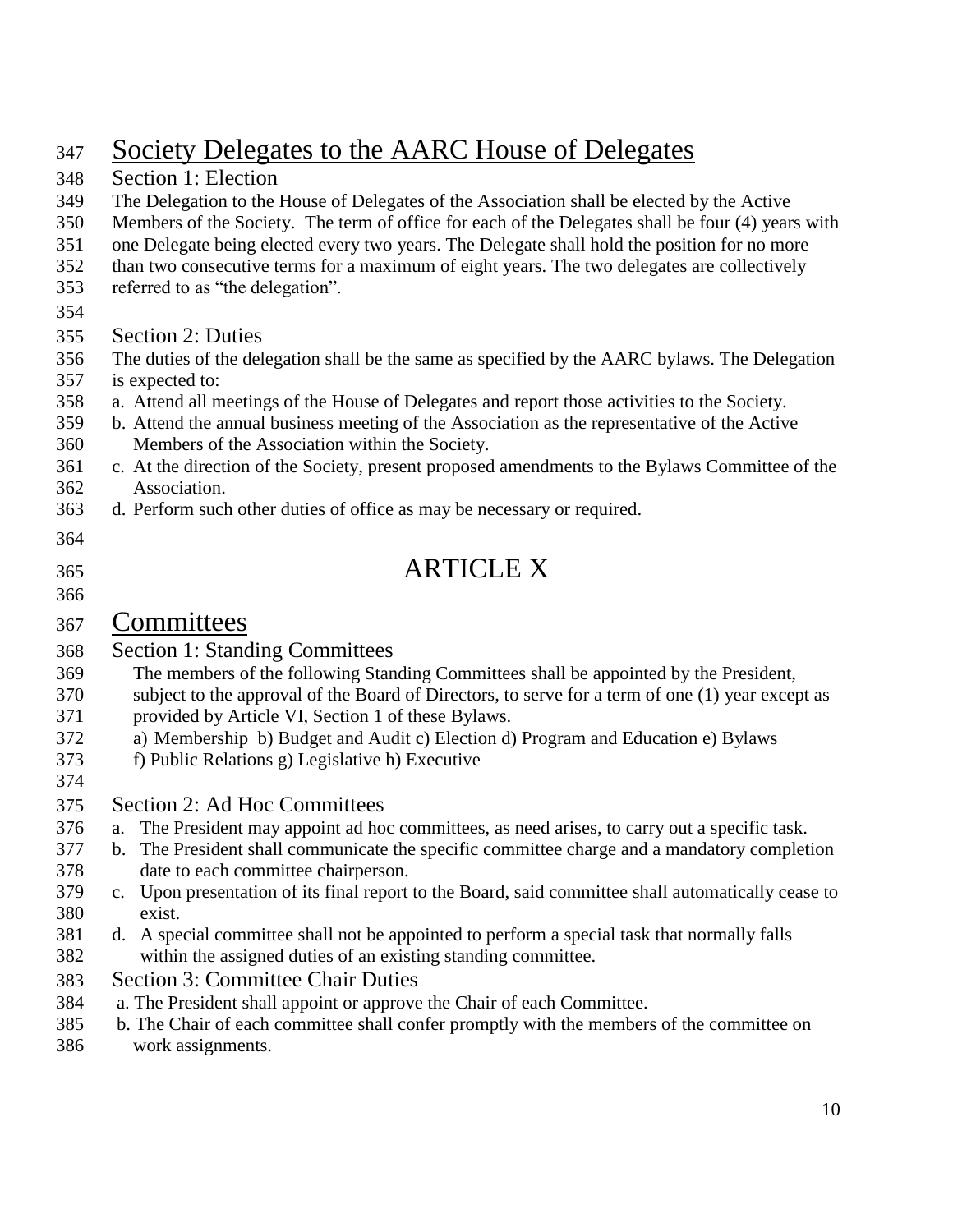## Society Delegates to the AARC House of Delegates

### Section 1: Election

The Delegation to the House of Delegates of the Association shall be elected by the Active Members of the Society. The term of office for each of the Delegates shall be four (4) years with one Delegate being elected every two years. The Delegate shall hold the position for no more than two consecutive terms for a maximum of eight years. The two delegates are collectively referred to as "the delegation".

### Section 2: Duties

The duties of the delegation shall be the same as specified by the AARC bylaws. The Delegation is expected to:

a. Attend all meetings of the House of Delegates and report those activities to the Society.
b. Attend the annual business meeting of the Association as the representative of the Active Members of the Association within the Society.
c. At the direction of the Society, present proposed amendments to the Bylaws Committee of the Association.
d. Perform such other duties of office as may be necessary or required.

# ARTICLE X

## Committees

### Section 1: Standing Committees

The members of the following Standing Committees shall be appointed by the President, subject to the approval of the Board of Directors, to serve for a term of one (1) year except as provided by Article VI, Section 1 of these Bylaws.

a) Membership b) Budget and Audit c) Election d) Program and Education e) Bylaws f) Public Relations g) Legislative h) Executive

### Section 2: Ad Hoc Committees

a. The President may appoint ad hoc committees, as need arises, to carry out a specific task.
b. The President shall communicate the specific committee charge and a mandatory completion date to each committee chairperson.
c. Upon presentation of its final report to the Board, said committee shall automatically cease to exist.
d. A special committee shall not be appointed to perform a special task that normally falls within the assigned duties of an existing standing committee.

### Section 3: Committee Chair Duties

a. The President shall appoint or approve the Chair of each Committee.
b. The Chair of each committee shall confer promptly with the members of the committee on work assignments.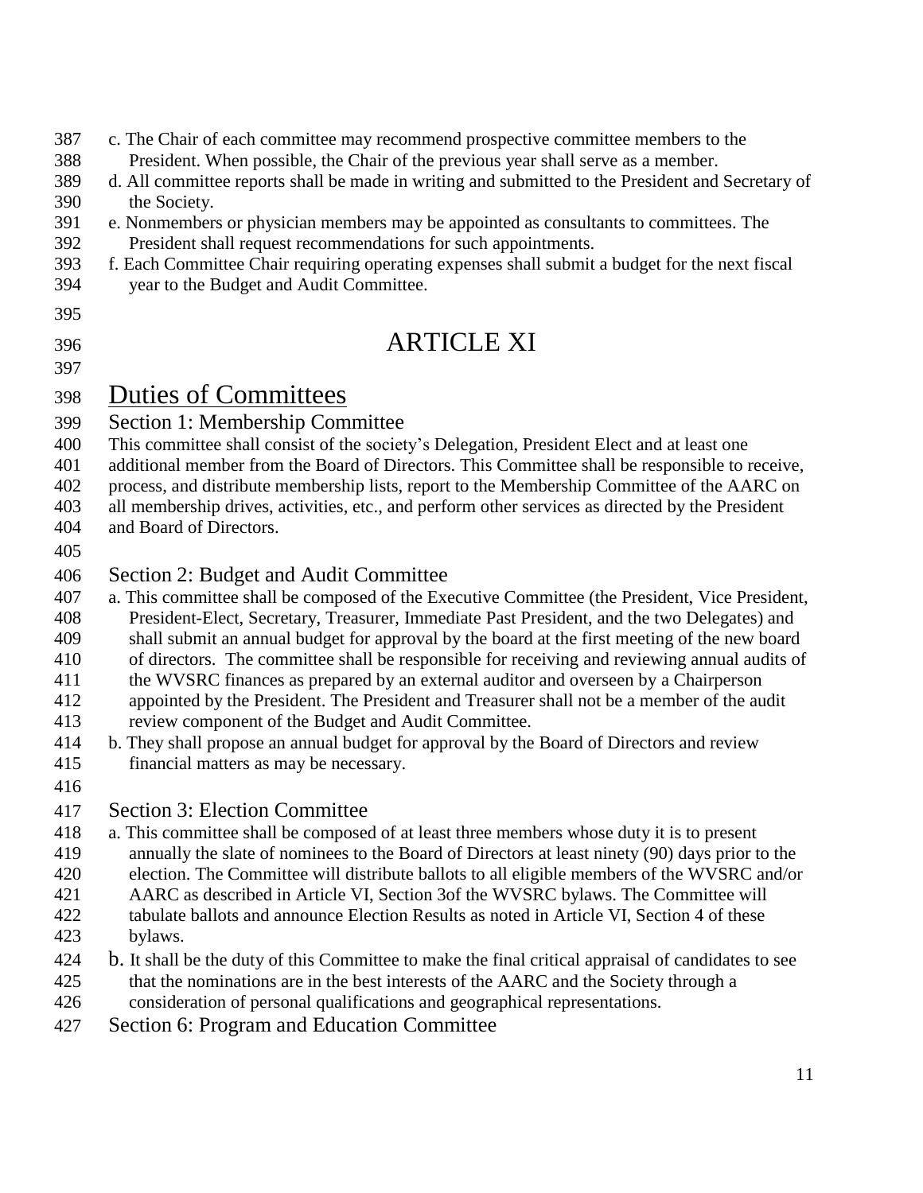c. The Chair of each committee may recommend prospective committee members to the President. When possible, the Chair of the previous year shall serve as a member.

d. All committee reports shall be made in writing and submitted to the President and Secretary of the Society.

e. Nonmembers or physician members may be appointed as consultants to committees. The President shall request recommendations for such appointments.

f. Each Committee Chair requiring operating expenses shall submit a budget for the next fiscal year to the Budget and Audit Committee.

# ARTICLE XI

## Duties of Committees

### Section 1: Membership Committee

This committee shall consist of the society's Delegation, President Elect and at least one additional member from the Board of Directors. This Committee shall be responsible to receive, process, and distribute membership lists, report to the Membership Committee of the AARC on all membership drives, activities, etc., and perform other services as directed by the President and Board of Directors.

### Section 2: Budget and Audit Committee

a. This committee shall be composed of the Executive Committee (the President, Vice President, President-Elect, Secretary, Treasurer, Immediate Past President, and the two Delegates) and shall submit an annual budget for approval by the board at the first meeting of the new board of directors. The committee shall be responsible for receiving and reviewing annual audits of the WVSRC finances as prepared by an external auditor and overseen by a Chairperson appointed by the President. The President and Treasurer shall not be a member of the audit review component of the Budget and Audit Committee.

b. They shall propose an annual budget for approval by the Board of Directors and review financial matters as may be necessary.

### Section 3: Election Committee

a. This committee shall be composed of at least three members whose duty it is to present annually the slate of nominees to the Board of Directors at least ninety (90) days prior to the election. The Committee will distribute ballots to all eligible members of the WVSRC and/or AARC as described in Article VI, Section 3of the WVSRC bylaws. The Committee will tabulate ballots and announce Election Results as noted in Article VI, Section 4 of these bylaws.

b. It shall be the duty of this Committee to make the final critical appraisal of candidates to see that the nominations are in the best interests of the AARC and the Society through a consideration of personal qualifications and geographical representations.

### Section 6: Program and Education Committee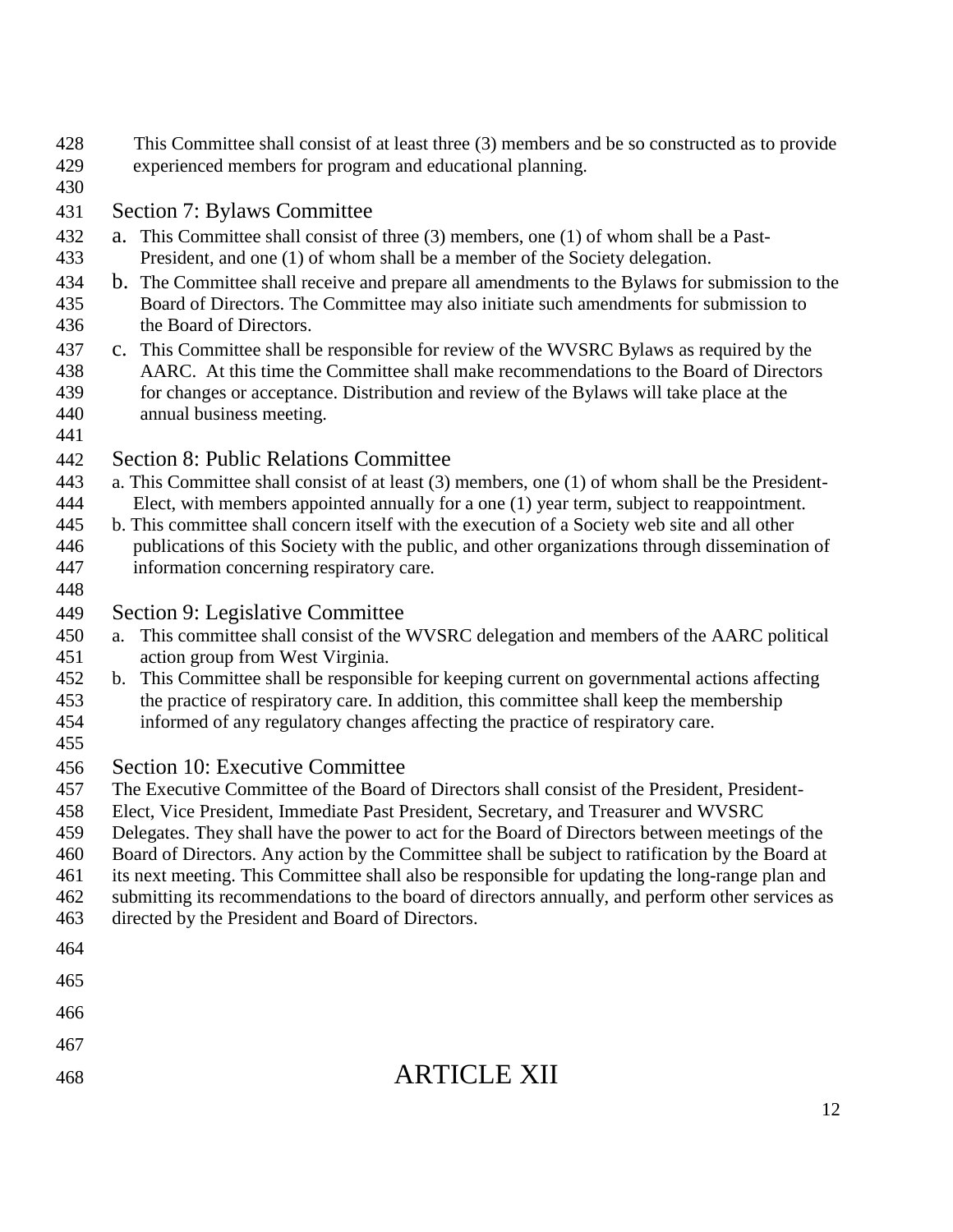This Committee shall consist of at least three (3) members and be so constructed as to provide experienced members for program and educational planning.

### Section 7: Bylaws Committee

a. This Committee shall consist of three (3) members, one (1) of whom shall be a Past-President, and one (1) of whom shall be a member of the Society delegation.

b. The Committee shall receive and prepare all amendments to the Bylaws for submission to the Board of Directors. The Committee may also initiate such amendments for submission to the Board of Directors.

c. This Committee shall be responsible for review of the WVSRC Bylaws as required by the AARC. At this time the Committee shall make recommendations to the Board of Directors for changes or acceptance. Distribution and review of the Bylaws will take place at the annual business meeting.

### Section 8: Public Relations Committee

a. This Committee shall consist of at least (3) members, one (1) of whom shall be the President-Elect, with members appointed annually for a one (1) year term, subject to reappointment.

b. This committee shall concern itself with the execution of a Society web site and all other publications of this Society with the public, and other organizations through dissemination of information concerning respiratory care.

### Section 9: Legislative Committee

a. This committee shall consist of the WVSRC delegation and members of the AARC political action group from West Virginia.

b. This Committee shall be responsible for keeping current on governmental actions affecting the practice of respiratory care. In addition, this committee shall keep the membership informed of any regulatory changes affecting the practice of respiratory care.

### Section 10: Executive Committee

The Executive Committee of the Board of Directors shall consist of the President, President-Elect, Vice President, Immediate Past President, Secretary, and Treasurer and WVSRC Delegates. They shall have the power to act for the Board of Directors between meetings of the Board of Directors. Any action by the Committee shall be subject to ratification by the Board at its next meeting. This Committee shall also be responsible for updating the long-range plan and submitting its recommendations to the board of directors annually, and perform other services as directed by the President and Board of Directors.

## ARTICLE XII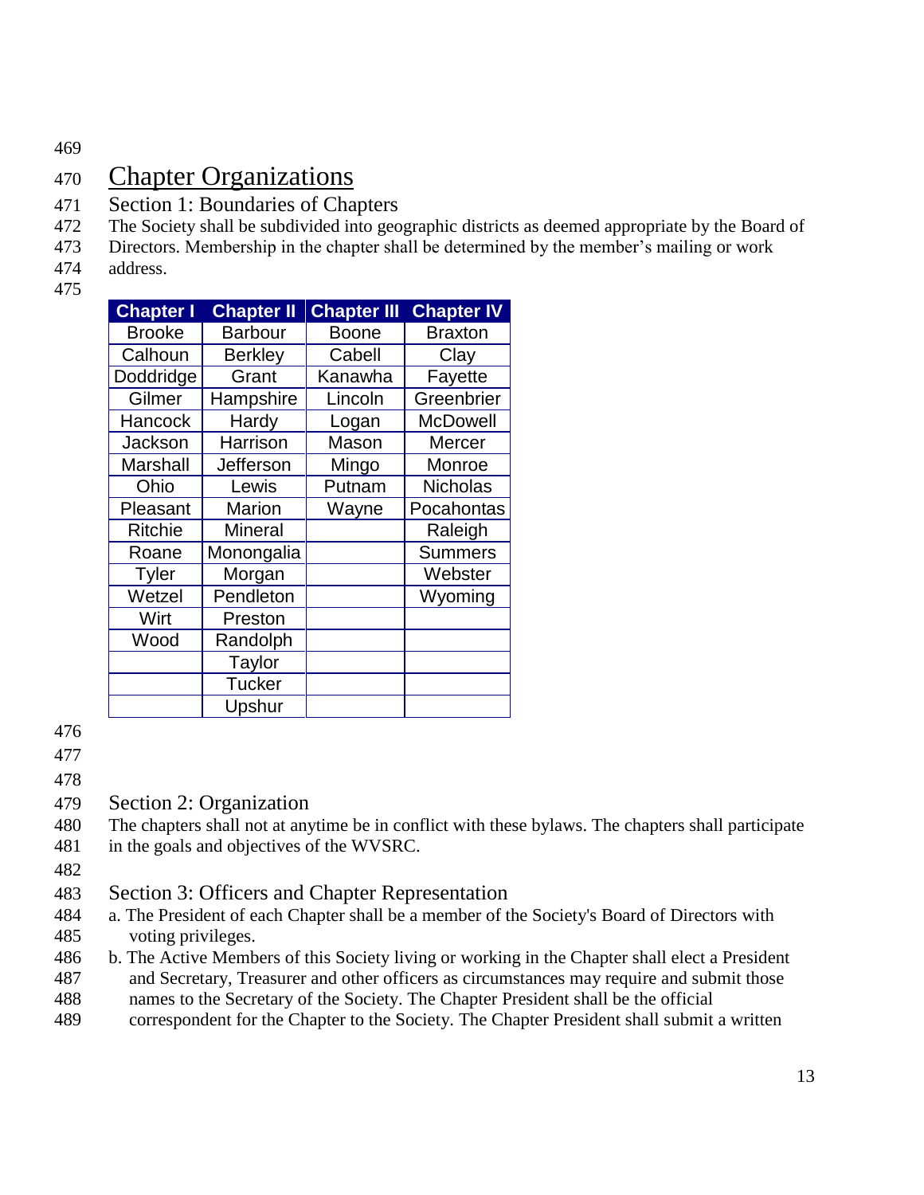## Chapter Organizations

### Section 1: Boundaries of Chapters

The Society shall be subdivided into geographic districts as deemed appropriate by the Board of Directors. Membership in the chapter shall be determined by the member's mailing or work address.

| Chapter I | Chapter II | Chapter III | Chapter IV |
|---|---|---|---|
| Brooke | Barbour | Boone | Braxton |
| Calhoun | Berkley | Cabell | Clay |
| Doddridge | Grant | Kanawha | Fayette |
| Gilmer | Hampshire | Lincoln | Greenbrier |
| Hancock | Hardy | Logan | McDowell |
| Jackson | Harrison | Mason | Mercer |
| Marshall | Jefferson | Mingo | Monroe |
| Ohio | Lewis | Putnam | Nicholas |
| Pleasant | Marion | Wayne | Pocahontas |
| Ritchie | Mineral | | Raleigh |
| Roane | Monongalia | | Summers |
| Tyler | Morgan | | Webster |
| Wetzel | Pendleton | | Wyoming |
| Wirt | Preston | | |
| Wood | Randolph | | |
| | Taylor | | |
| | Tucker | | |
| | Upshur | | |

### Section 2: Organization

The chapters shall not at anytime be in conflict with these bylaws. The chapters shall participate in the goals and objectives of the WVSRC.

### Section 3: Officers and Chapter Representation

a. The President of each Chapter shall be a member of the Society's Board of Directors with voting privileges.

b. The Active Members of this Society living or working in the Chapter shall elect a President and Secretary, Treasurer and other officers as circumstances may require and submit those names to the Secretary of the Society. The Chapter President shall be the official correspondent for the Chapter to the Society. The Chapter President shall submit a written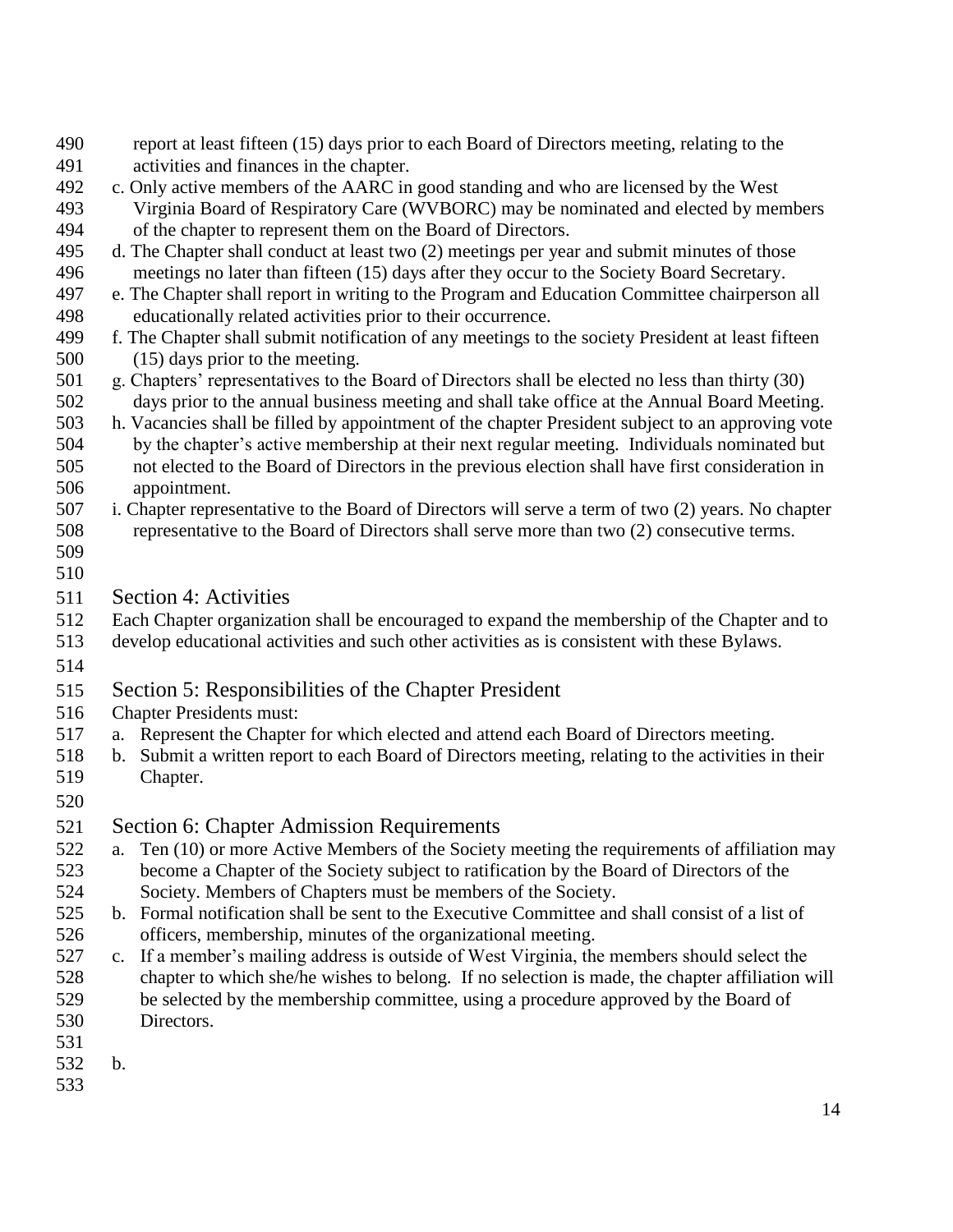report at least fifteen (15) days prior to each Board of Directors meeting, relating to the activities and finances in the chapter.

c. Only active members of the AARC in good standing and who are licensed by the West Virginia Board of Respiratory Care (WVBORC) may be nominated and elected by members of the chapter to represent them on the Board of Directors.

d. The Chapter shall conduct at least two (2) meetings per year and submit minutes of those meetings no later than fifteen (15) days after they occur to the Society Board Secretary.

e. The Chapter shall report in writing to the Program and Education Committee chairperson all educationally related activities prior to their occurrence.

f. The Chapter shall submit notification of any meetings to the society President at least fifteen (15) days prior to the meeting.

g. Chapters' representatives to the Board of Directors shall be elected no less than thirty (30) days prior to the annual business meeting and shall take office at the Annual Board Meeting.

h. Vacancies shall be filled by appointment of the chapter President subject to an approving vote by the chapter's active membership at their next regular meeting. Individuals nominated but not elected to the Board of Directors in the previous election shall have first consideration in appointment.

i. Chapter representative to the Board of Directors will serve a term of two (2) years. No chapter representative to the Board of Directors shall serve more than two (2) consecutive terms.

## Section 4: Activities

Each Chapter organization shall be encouraged to expand the membership of the Chapter and to develop educational activities and such other activities as is consistent with these Bylaws.

## Section 5: Responsibilities of the Chapter President

Chapter Presidents must:

a. Represent the Chapter for which elected and attend each Board of Directors meeting.

b. Submit a written report to each Board of Directors meeting, relating to the activities in their Chapter.

## Section 6: Chapter Admission Requirements

a. Ten (10) or more Active Members of the Society meeting the requirements of affiliation may become a Chapter of the Society subject to ratification by the Board of Directors of the Society. Members of Chapters must be members of the Society.

b. Formal notification shall be sent to the Executive Committee and shall consist of a list of officers, membership, minutes of the organizational meeting.

c. If a member's mailing address is outside of West Virginia, the members should select the chapter to which she/he wishes to belong. If no selection is made, the chapter affiliation will be selected by the membership committee, using a procedure approved by the Board of Directors.

b.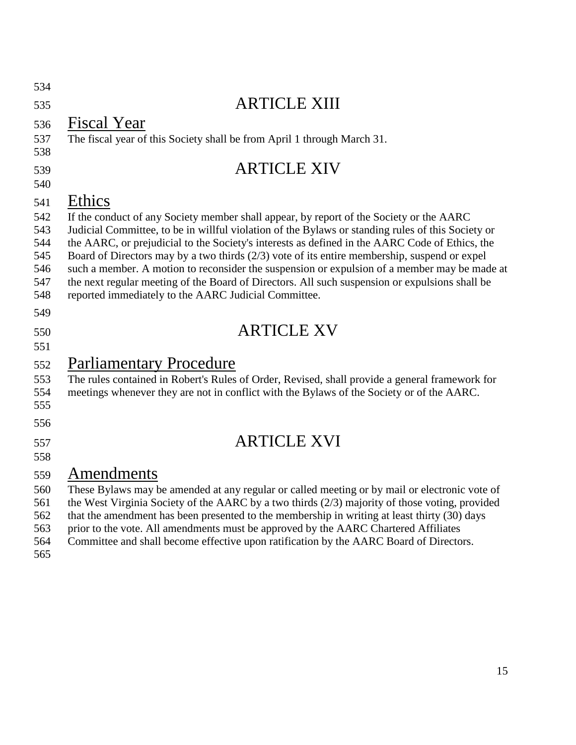# ARTICLE XIII

## Fiscal Year

The fiscal year of this Society shall be from April 1 through March 31.

# ARTICLE XIV

## Ethics

If the conduct of any Society member shall appear, by report of the Society or the AARC Judicial Committee, to be in willful violation of the Bylaws or standing rules of this Society or the AARC, or prejudicial to the Society's interests as defined in the AARC Code of Ethics, the Board of Directors may by a two thirds (2/3) vote of its entire membership, suspend or expel such a member. A motion to reconsider the suspension or expulsion of a member may be made at the next regular meeting of the Board of Directors. All such suspension or expulsions shall be reported immediately to the AARC Judicial Committee.

# ARTICLE XV

## Parliamentary Procedure

The rules contained in Robert's Rules of Order, Revised, shall provide a general framework for meetings whenever they are not in conflict with the Bylaws of the Society or of the AARC.

# ARTICLE XVI

## Amendments

These Bylaws may be amended at any regular or called meeting or by mail or electronic vote of the West Virginia Society of the AARC by a two thirds (2/3) majority of those voting, provided that the amendment has been presented to the membership in writing at least thirty (30) days prior to the vote. All amendments must be approved by the AARC Chartered Affiliates Committee and shall become effective upon ratification by the AARC Board of Directors.